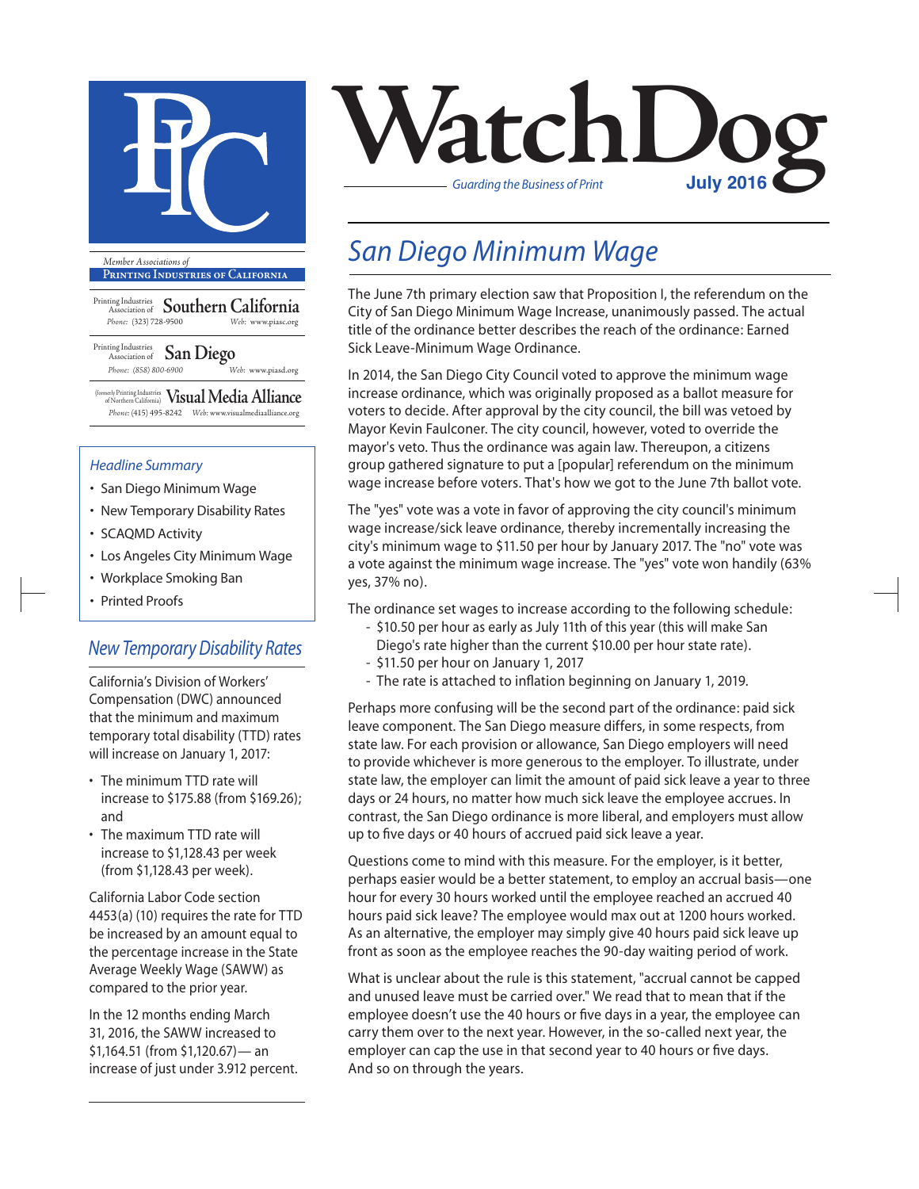# WatchDog

*Guarding the Business of Print*

**July 2016**

*Member Associations of*

**Printing Industries of California**

Printing Industries Association of **Southern California**
*Phone:* (323) 728-9500 *Web:* www.piasc.org

Printing Industries Association of **San Diego**
*Phone:* (858) 800-6900 *Web:* www.piasd.org

(formerly Printing Industries of Northern California) **Visual Media Alliance**
*Phone:* (415) 495-8242 *Web:* www.visualmediaalliance.org

### *Headline Summary*

- San Diego Minimum Wage
- New Temporary Disability Rates
- SCAQMD Activity
- Los Angeles City Minimum Wage
- Workplace Smoking Ban
- Printed Proofs

## *San Diego Minimum Wage*

The June 7th primary election saw that Proposition I, the referendum on the City of San Diego Minimum Wage Increase, unanimously passed. The actual title of the ordinance better describes the reach of the ordinance: Earned Sick Leave-Minimum Wage Ordinance.

In 2014, the San Diego City Council voted to approve the minimum wage increase ordinance, which was originally proposed as a ballot measure for voters to decide. After approval by the city council, the bill was vetoed by Mayor Kevin Faulconer. The city council, however, voted to override the mayor's veto. Thus the ordinance was again law. Thereupon, a citizens group gathered signature to put a [popular] referendum on the minimum wage increase before voters. That's how we got to the June 7th ballot vote.

The "yes" vote was a vote in favor of approving the city council's minimum wage increase/sick leave ordinance, thereby incrementally increasing the city's minimum wage to $11.50 per hour by January 2017. The "no" vote was a vote against the minimum wage increase. The "yes" vote won handily (63% yes, 37% no).

The ordinance set wages to increase according to the following schedule:

- $10.50 per hour as early as July 11th of this year (this will make San Diego's rate higher than the current $10.00 per hour state rate).
- $11.50 per hour on January 1, 2017
- The rate is attached to inflation beginning on January 1, 2019.

Perhaps more confusing will be the second part of the ordinance: paid sick leave component. The San Diego measure differs, in some respects, from state law. For each provision or allowance, San Diego employers will need to provide whichever is more generous to the employer. To illustrate, under state law, the employer can limit the amount of paid sick leave a year to three days or 24 hours, no matter how much sick leave the employee accrues. In contrast, the San Diego ordinance is more liberal, and employers must allow up to five days or 40 hours of accrued paid sick leave a year.

Questions come to mind with this measure. For the employer, is it better, perhaps easier would be a better statement, to employ an accrual basis—one hour for every 30 hours worked until the employee reached an accrued 40 hours paid sick leave? The employee would max out at 1200 hours worked. As an alternative, the employer may simply give 40 hours paid sick leave up front as soon as the employee reaches the 90-day waiting period of work.

What is unclear about the rule is this statement, "accrual cannot be capped and unused leave must be carried over." We read that to mean that if the employee doesn't use the 40 hours or five days in a year, the employee can carry them over to the next year. However, in the so-called next year, the employer can cap the use in that second year to 40 hours or five days. And so on through the years.

## *New Temporary Disability Rates*

California's Division of Workers' Compensation (DWC) announced that the minimum and maximum temporary total disability (TTD) rates will increase on January 1, 2017:

- The minimum TTD rate will increase to $175.88 (from $169.26); and
- The maximum TTD rate will increase to $1,128.43 per week (from $1,128.43 per week).

California Labor Code section 4453(a) (10) requires the rate for TTD be increased by an amount equal to the percentage increase in the State Average Weekly Wage (SAWW) as compared to the prior year.

In the 12 months ending March 31, 2016, the SAWW increased to $1,164.51 (from $1,120.67)— an increase of just under 3.912 percent.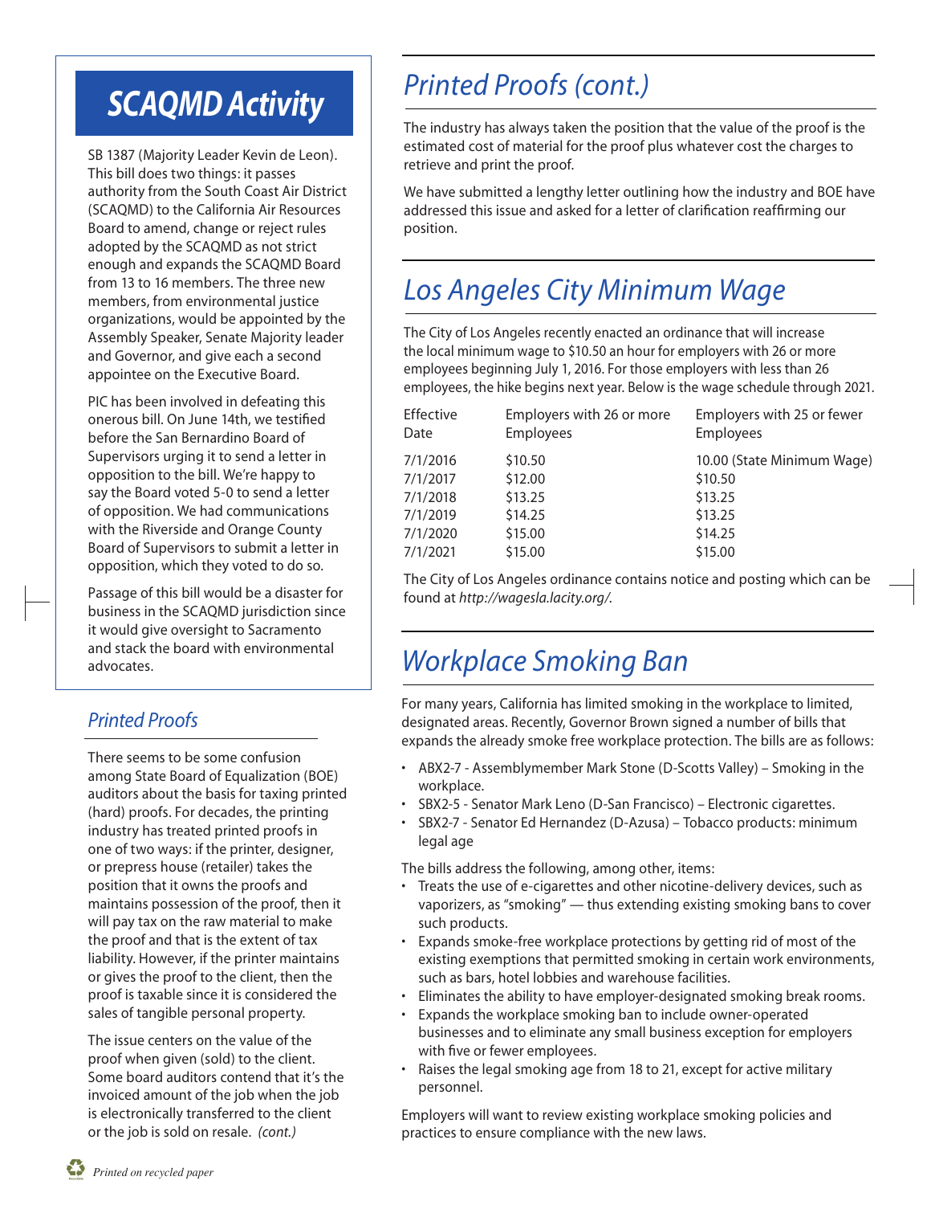# SCAQMD Activity

SB 1387 (Majority Leader Kevin de Leon). This bill does two things: it passes authority from the South Coast Air District (SCAQMD) to the California Air Resources Board to amend, change or reject rules adopted by the SCAQMD as not strict enough and expands the SCAQMD Board from 13 to 16 members. The three new members, from environmental justice organizations, would be appointed by the Assembly Speaker, Senate Majority leader and Governor, and give each a second appointee on the Executive Board.

PIC has been involved in defeating this onerous bill. On June 14th, we testified before the San Bernardino Board of Supervisors urging it to send a letter in opposition to the bill. We're happy to say the Board voted 5-0 to send a letter of opposition. We had communications with the Riverside and Orange County Board of Supervisors to submit a letter in opposition, which they voted to do so.

Passage of this bill would be a disaster for business in the SCAQMD jurisdiction since it would give oversight to Sacramento and stack the board with environmental advocates.

## *Printed Proofs*

There seems to be some confusion among State Board of Equalization (BOE) auditors about the basis for taxing printed (hard) proofs. For decades, the printing industry has treated printed proofs in one of two ways: if the printer, designer, or prepress house (retailer) takes the position that it owns the proofs and maintains possession of the proof, then it will pay tax on the raw material to make the proof and that is the extent of tax liability. However, if the printer maintains or gives the proof to the client, then the proof is taxable since it is considered the sales of tangible personal property.

The issue centers on the value of the proof when given (sold) to the client. Some board auditors contend that it's the invoiced amount of the job when the job is electronically transferred to the client or the job is sold on resale. *(cont.)*

## *Printed Proofs (cont.)*

The industry has always taken the position that the value of the proof is the estimated cost of material for the proof plus whatever cost the charges to retrieve and print the proof.

We have submitted a lengthy letter outlining how the industry and BOE have addressed this issue and asked for a letter of clarification reaffirming our position.

## *Los Angeles City Minimum Wage*

The City of Los Angeles recently enacted an ordinance that will increase the local minimum wage to $10.50 an hour for employers with 26 or more employees beginning July 1, 2016. For those employers with less than 26 employees, the hike begins next year. Below is the wage schedule through 2021.

| Effective Date | Employers with 26 or more Employees | Employers with 25 or fewer Employees |
|---|---|---|
| 7/1/2016 | $10.50 | 10.00 (State Minimum Wage) |
| 7/1/2017 | $12.00 | $10.50 |
| 7/1/2018 | $13.25 | $13.25 |
| 7/1/2019 | $14.25 | $13.25 |
| 7/1/2020 | $15.00 | $14.25 |
| 7/1/2021 | $15.00 | $15.00 |

The City of Los Angeles ordinance contains notice and posting which can be found at *http://wagesla.lacity.org/*.

## *Workplace Smoking Ban*

For many years, California has limited smoking in the workplace to limited, designated areas. Recently, Governor Brown signed a number of bills that expands the already smoke free workplace protection. The bills are as follows:

- ABX2-7 - Assemblymember Mark Stone (D-Scotts Valley) – Smoking in the workplace.
- SBX2-5 - Senator Mark Leno (D-San Francisco) – Electronic cigarettes.
- SBX2-7 - Senator Ed Hernandez (D-Azusa) – Tobacco products: minimum legal age

The bills address the following, among other, items:

- Treats the use of e-cigarettes and other nicotine-delivery devices, such as vaporizers, as "smoking" — thus extending existing smoking bans to cover such products.
- Expands smoke-free workplace protections by getting rid of most of the existing exemptions that permitted smoking in certain work environments, such as bars, hotel lobbies and warehouse facilities.
- Eliminates the ability to have employer-designated smoking break rooms.
- Expands the workplace smoking ban to include owner-operated businesses and to eliminate any small business exception for employers with five or fewer employees.
- Raises the legal smoking age from 18 to 21, except for active military personnel.

Employers will want to review existing workplace smoking policies and practices to ensure compliance with the new laws.

*Printed on recycled paper*